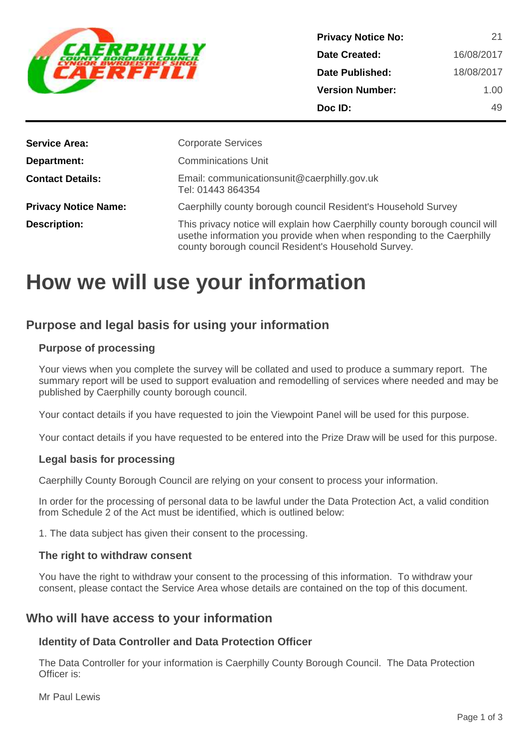CAERPHILLY COUNTY BOROUGH COUNCIL
CYNGOR BWRDEISTREF SIROL CAERFFILI

| | |
|---|---|
| **Privacy Notice No:** | 21 |
| **Date Created:** | 16/08/2017 |
| **Date Published:** | 18/08/2017 |
| **Version Number:** | 1.00 |
| **Doc ID:** | 49 |

| | |
|---|---|
| **Service Area:** | Corporate Services |
| **Department:** | Comminications Unit |
| **Contact Details:** | Email: communicationsunit@caerphilly.gov.uk<br>Tel: 01443 864354 |
| **Privacy Notice Name:** | Caerphilly county borough council Resident's Household Survey |
| **Description:** | This privacy notice will explain how Caerphilly county borough council will usethe information you provide when when responding to the Caerphilly county borough council Resident's Household Survey. |

# How we will use your information

## Purpose and legal basis for using your information

### Purpose of processing

Your views when you complete the survey will be collated and used to produce a summary report. The summary report will be used to support evaluation and remodelling of services where needed and may be published by Caerphilly county borough council.

Your contact details if you have requested to join the Viewpoint Panel will be used for this purpose.

Your contact details if you have requested to be entered into the Prize Draw will be used for this purpose.

### Legal basis for processing

Caerphilly County Borough Council are relying on your consent to process your information.

In order for the processing of personal data to be lawful under the Data Protection Act, a valid condition from Schedule 2 of the Act must be identified, which is outlined below:

1. The data subject has given their consent to the processing.

### The right to withdraw consent

You have the right to withdraw your consent to the processing of this information. To withdraw your consent, please contact the Service Area whose details are contained on the top of this document.

## Who will have access to your information

### Identity of Data Controller and Data Protection Officer

The Data Controller for your information is Caerphilly County Borough Council. The Data Protection Officer is:

Mr Paul Lewis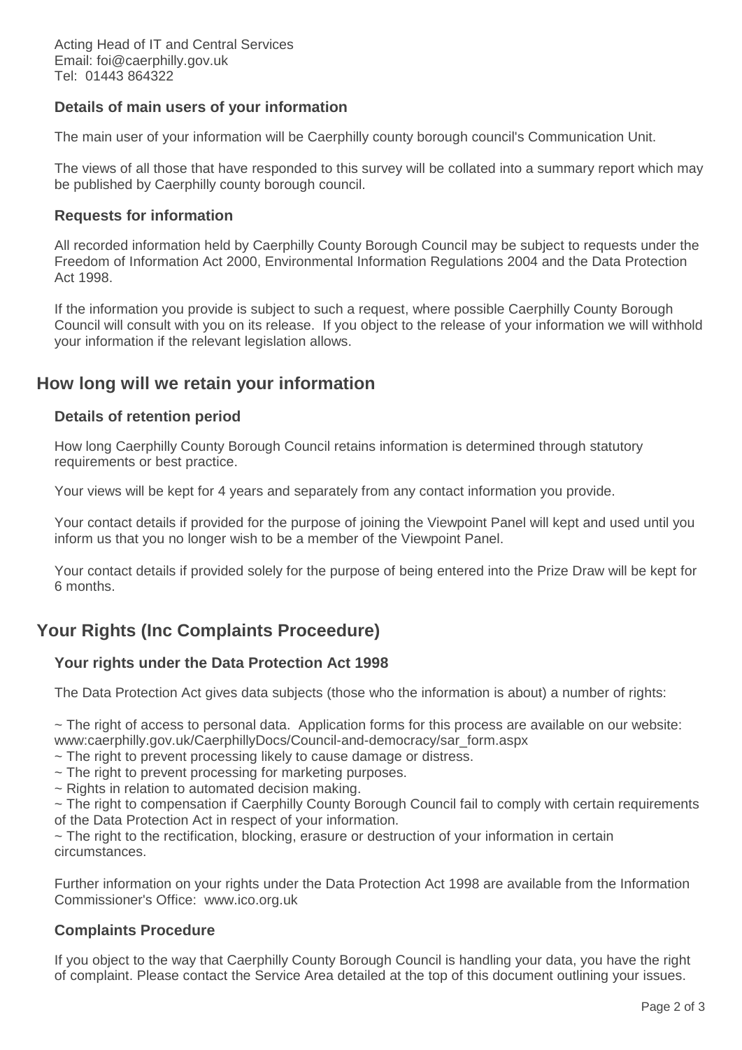Acting Head of IT and Central Services
Email: foi@caerphilly.gov.uk
Tel: 01443 864322

### Details of main users of your information

The main user of your information will be Caerphilly county borough council's Communication Unit.

The views of all those that have responded to this survey will be collated into a summary report which may be published by Caerphilly county borough council.

### Requests for information

All recorded information held by Caerphilly County Borough Council may be subject to requests under the Freedom of Information Act 2000, Environmental Information Regulations 2004 and the Data Protection Act 1998.

If the information you provide is subject to such a request, where possible Caerphilly County Borough Council will consult with you on its release. If you object to the release of your information we will withhold your information if the relevant legislation allows.

## How long will we retain your information

### Details of retention period

How long Caerphilly County Borough Council retains information is determined through statutory requirements or best practice.

Your views will be kept for 4 years and separately from any contact information you provide.

Your contact details if provided for the purpose of joining the Viewpoint Panel will kept and used until you inform us that you no longer wish to be a member of the Viewpoint Panel.

Your contact details if provided solely for the purpose of being entered into the Prize Draw will be kept for 6 months.

## Your Rights (Inc Complaints Proceedure)

### Your rights under the Data Protection Act 1998

The Data Protection Act gives data subjects (those who the information is about) a number of rights:

~ The right of access to personal data. Application forms for this process are available on our website: www:caerphilly.gov.uk/CaerphillyDocs/Council-and-democracy/sar_form.aspx
~ The right to prevent processing likely to cause damage or distress.
~ The right to prevent processing for marketing purposes.
~ Rights in relation to automated decision making.
~ The right to compensation if Caerphilly County Borough Council fail to comply with certain requirements of the Data Protection Act in respect of your information.
~ The right to the rectification, blocking, erasure or destruction of your information in certain circumstances.

Further information on your rights under the Data Protection Act 1998 are available from the Information Commissioner's Office: www.ico.org.uk

### Complaints Procedure

If you object to the way that Caerphilly County Borough Council is handling your data, you have the right of complaint. Please contact the Service Area detailed at the top of this document outlining your issues.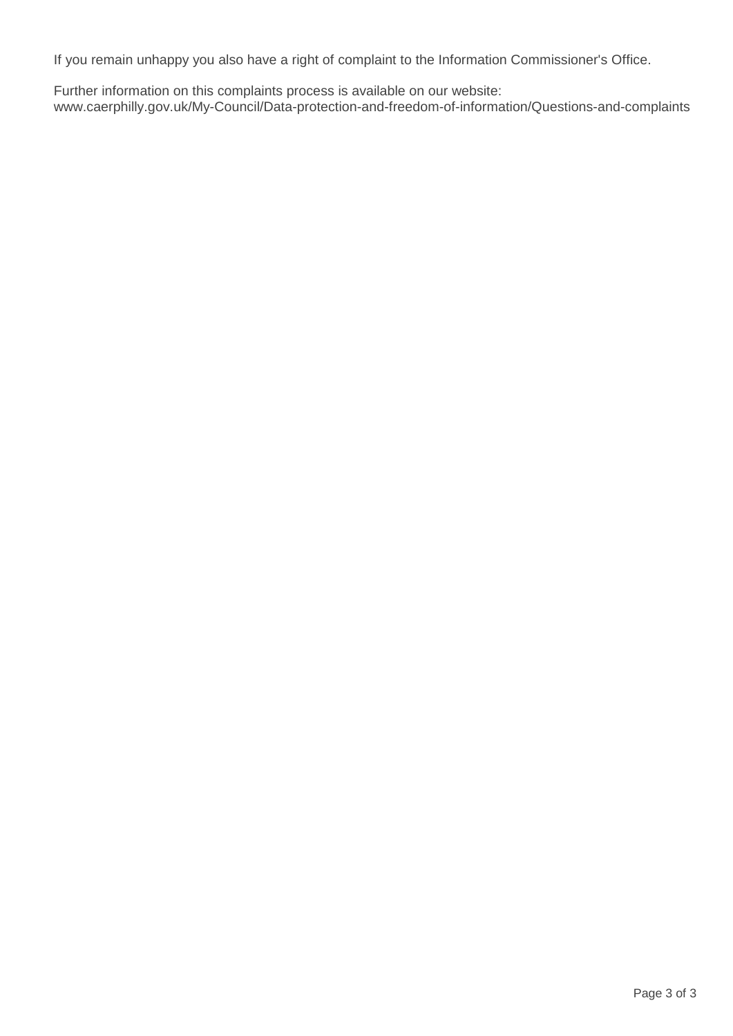If you remain unhappy you also have a right of complaint to the Information Commissioner's Office.

Further information on this complaints process is available on our website:
www.caerphilly.gov.uk/My-Council/Data-protection-and-freedom-of-information/Questions-and-complaints